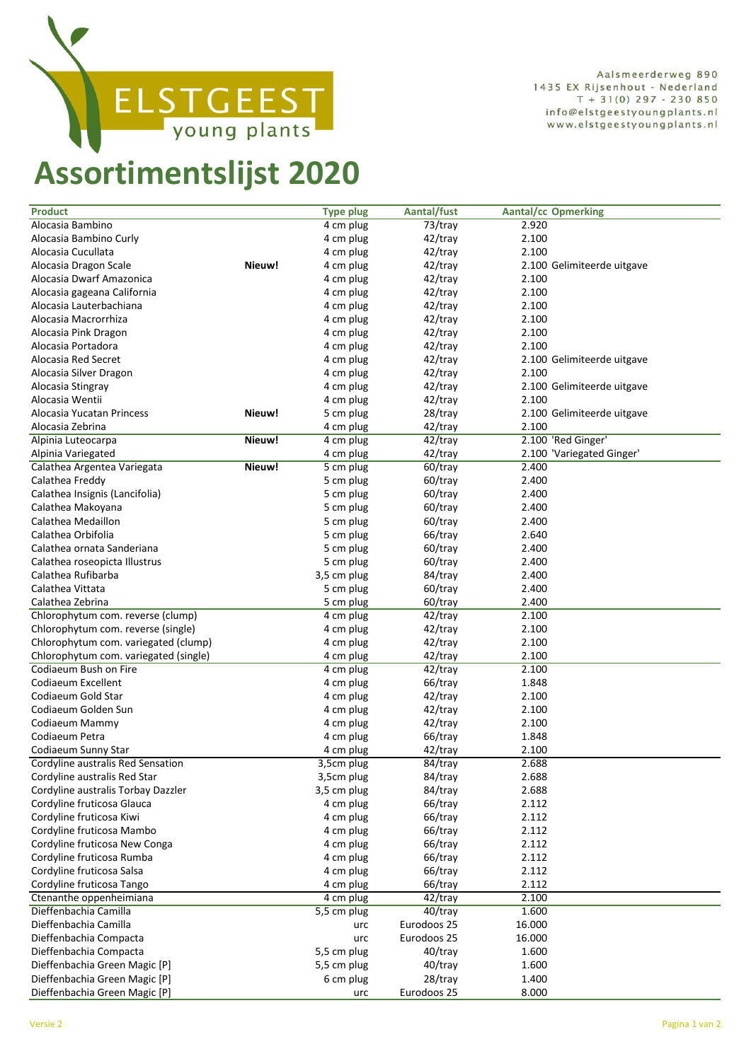ELSTGEEST young plants

Aalsmeerderweg 890
1435 EX Rijsenhout - Nederland
T + 31(0) 297 - 230 850
info@elstgeestyoungplants.nl
www.elstgeestyoungplants.nl

# Assortimentslijst 2020

| Product | | Type plug | Aantal/fust | Aantal/cc | Opmerking |
|---|---|---|---|---|---|
| Alocasia Bambino | | 4 cm plug | 73/tray | 2.920 | |
| Alocasia Bambino Curly | | 4 cm plug | 42/tray | 2.100 | |
| Alocasia Cucullata | | 4 cm plug | 42/tray | 2.100 | |
| Alocasia Dragon Scale | **Nieuw!** | 4 cm plug | 42/tray | 2.100 | Gelimiteerde uitgave |
| Alocasia Dwarf Amazonica | | 4 cm plug | 42/tray | 2.100 | |
| Alocasia gageana California | | 4 cm plug | 42/tray | 2.100 | |
| Alocasia Lauterbachiana | | 4 cm plug | 42/tray | 2.100 | |
| Alocasia Macrorrhiza | | 4 cm plug | 42/tray | 2.100 | |
| Alocasia Pink Dragon | | 4 cm plug | 42/tray | 2.100 | |
| Alocasia Portadora | | 4 cm plug | 42/tray | 2.100 | |
| Alocasia Red Secret | | 4 cm plug | 42/tray | 2.100 | Gelimiteerde uitgave |
| Alocasia Silver Dragon | | 4 cm plug | 42/tray | 2.100 | |
| Alocasia Stingray | | 4 cm plug | 42/tray | 2.100 | Gelimiteerde uitgave |
| Alocasia Wentii | | 4 cm plug | 42/tray | 2.100 | |
| Alocasia Yucatan Princess | **Nieuw!** | 5 cm plug | 28/tray | 2.100 | Gelimiteerde uitgave |
| Alocasia Zebrina | | 4 cm plug | 42/tray | 2.100 | |
| Alpinia Luteocarpa | **Nieuw!** | 4 cm plug | 42/tray | 2.100 | 'Red Ginger' |
| Alpinia Variegated | | 4 cm plug | 42/tray | 2.100 | 'Variegated Ginger' |
| Calathea Argentea Variegata | **Nieuw!** | 5 cm plug | 60/tray | 2.400 | |
| Calathea Freddy | | 5 cm plug | 60/tray | 2.400 | |
| Calathea Insignis (Lancifolia) | | 5 cm plug | 60/tray | 2.400 | |
| Calathea Makoyana | | 5 cm plug | 60/tray | 2.400 | |
| Calathea Medaillon | | 5 cm plug | 60/tray | 2.400 | |
| Calathea Orbifolia | | 5 cm plug | 66/tray | 2.640 | |
| Calathea ornata Sanderiana | | 5 cm plug | 60/tray | 2.400 | |
| Calathea roseopicta Illustrus | | 5 cm plug | 60/tray | 2.400 | |
| Calathea Rufibarba | | 3,5 cm plug | 84/tray | 2.400 | |
| Calathea Vittata | | 5 cm plug | 60/tray | 2.400 | |
| Calathea Zebrina | | 5 cm plug | 60/tray | 2.400 | |
| Chlorophytum com. reverse (clump) | | 4 cm plug | 42/tray | 2.100 | |
| Chlorophytum com. reverse (single) | | 4 cm plug | 42/tray | 2.100 | |
| Chlorophytum com. variegated (clump) | | 4 cm plug | 42/tray | 2.100 | |
| Chlorophytum com. variegated (single) | | 4 cm plug | 42/tray | 2.100 | |
| Codiaeum Bush on Fire | | 4 cm plug | 42/tray | 2.100 | |
| Codiaeum Excellent | | 4 cm plug | 66/tray | 1.848 | |
| Codiaeum Gold Star | | 4 cm plug | 42/tray | 2.100 | |
| Codiaeum Golden Sun | | 4 cm plug | 42/tray | 2.100 | |
| Codiaeum Mammy | | 4 cm plug | 42/tray | 2.100 | |
| Codiaeum Petra | | 4 cm plug | 66/tray | 1.848 | |
| Codiaeum Sunny Star | | 4 cm plug | 42/tray | 2.100 | |
| Cordyline australis Red Sensation | | 3,5cm plug | 84/tray | 2.688 | |
| Cordyline australis Red Star | | 3,5cm plug | 84/tray | 2.688 | |
| Cordyline australis Torbay Dazzler | | 3,5 cm plug | 84/tray | 2.688 | |
| Cordyline fruticosa Glauca | | 4 cm plug | 66/tray | 2.112 | |
| Cordyline fruticosa Kiwi | | 4 cm plug | 66/tray | 2.112 | |
| Cordyline fruticosa Mambo | | 4 cm plug | 66/tray | 2.112 | |
| Cordyline fruticosa New Conga | | 4 cm plug | 66/tray | 2.112 | |
| Cordyline fruticosa Rumba | | 4 cm plug | 66/tray | 2.112 | |
| Cordyline fruticosa Salsa | | 4 cm plug | 66/tray | 2.112 | |
| Cordyline fruticosa Tango | | 4 cm plug | 66/tray | 2.112 | |
| Ctenanthe oppenheimiana | | 4 cm plug | 42/tray | 2.100 | |
| Dieffenbachia Camilla | | 5,5 cm plug | 40/tray | 1.600 | |
| Dieffenbachia Camilla | | urc | Eurodoos 25 | 16.000 | |
| Dieffenbachia Compacta | | urc | Eurodoos 25 | 16.000 | |
| Dieffenbachia Compacta | | 5,5 cm plug | 40/tray | 1.600 | |
| Dieffenbachia Green Magic [P] | | 5,5 cm plug | 40/tray | 1.600 | |
| Dieffenbachia Green Magic [P] | | 6 cm plug | 28/tray | 1.400 | |
| Dieffenbachia Green Magic [P] | | urc | Eurodoos 25 | 8.000 | |

Versie 2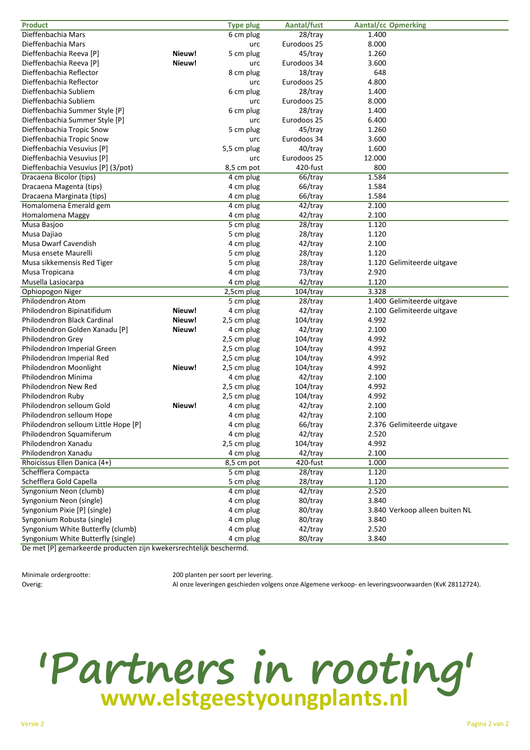| Product | | Type plug | Aantal/fust | Aantal/cc | Opmerking |
|---|---|---|---|---|---|
| Dieffenbachia Mars | | 6 cm plug | 28/tray | 1.400 | |
| Dieffenbachia Mars | | urc | Eurodoos 25 | 8.000 | |
| Dieffenbachia Reeva [P] | Nieuw! | 5 cm plug | 45/tray | 1.260 | |
| Dieffenbachia Reeva [P] | Nieuw! | urc | Eurodoos 34 | 3.600 | |
| Dieffenbachia Reflector | | 8 cm plug | 18/tray | 648 | |
| Dieffenbachia Reflector | | urc | Eurodoos 25 | 4.800 | |
| Dieffenbachia Subliem | | 6 cm plug | 28/tray | 1.400 | |
| Dieffenbachia Subliem | | urc | Eurodoos 25 | 8.000 | |
| Dieffenbachia Summer Style [P] | | 6 cm plug | 28/tray | 1.400 | |
| Dieffenbachia Summer Style [P] | | urc | Eurodoos 25 | 6.400 | |
| Dieffenbachia Tropic Snow | | 5 cm plug | 45/tray | 1.260 | |
| Dieffenbachia Tropic Snow | | urc | Eurodoos 34 | 3.600 | |
| Dieffenbachia Vesuvius [P] | | 5,5 cm plug | 40/tray | 1.600 | |
| Dieffenbachia Vesuvius [P] | | urc | Eurodoos 25 | 12.000 | |
| Dieffenbachia Vesuvius [P] (3/pot) | | 8,5 cm pot | 420-fust | 800 | |
| Dracaena Bicolor (tips) | | 4 cm plug | 66/tray | 1.584 | |
| Dracaena Magenta (tips) | | 4 cm plug | 66/tray | 1.584 | |
| Dracaena Marginata (tips) | | 4 cm plug | 66/tray | 1.584 | |
| Homalomena Emerald gem | | 4 cm plug | 42/tray | 2.100 | |
| Homalomena Maggy | | 4 cm plug | 42/tray | 2.100 | |
| Musa Basjoo | | 5 cm plug | 28/tray | 1.120 | |
| Musa Dajiao | | 5 cm plug | 28/tray | 1.120 | |
| Musa Dwarf Cavendish | | 4 cm plug | 42/tray | 2.100 | |
| Musa ensete Maurelli | | 5 cm plug | 28/tray | 1.120 | |
| Musa sikkemensis Red Tiger | | 5 cm plug | 28/tray | 1.120 | Gelimiteerde uitgave |
| Musa Tropicana | | 4 cm plug | 73/tray | 2.920 | |
| Musella Lasiocarpa | | 4 cm plug | 42/tray | 1.120 | |
| Ophiopogon Niger | | 2,5cm plug | 104/tray | 3.328 | |
| Philodendron Atom | | 5 cm plug | 28/tray | 1.400 | Gelimiteerde uitgave |
| Philodendron Bipinatifidum | Nieuw! | 4 cm plug | 42/tray | 2.100 | Gelimiteerde uitgave |
| Philodendron Black Cardinal | Nieuw! | 2,5 cm plug | 104/tray | 4.992 | |
| Philodendron Golden Xanadu [P] | Nieuw! | 4 cm plug | 42/tray | 2.100 | |
| Philodendron Grey | | 2,5 cm plug | 104/tray | 4.992 | |
| Philodendron Imperial Green | | 2,5 cm plug | 104/tray | 4.992 | |
| Philodendron Imperial Red | | 2,5 cm plug | 104/tray | 4.992 | |
| Philodendron Moonlight | Nieuw! | 2,5 cm plug | 104/tray | 4.992 | |
| Philodendron Minima | | 4 cm plug | 42/tray | 2.100 | |
| Philodendron New Red | | 2,5 cm plug | 104/tray | 4.992 | |
| Philodendron Ruby | | 2,5 cm plug | 104/tray | 4.992 | |
| Philodendron selloum Gold | Nieuw! | 4 cm plug | 42/tray | 2.100 | |
| Philodendron selloum Hope | | 4 cm plug | 42/tray | 2.100 | |
| Philodendron selloum Little Hope [P] | | 4 cm plug | 66/tray | 2.376 | Gelimiteerde uitgave |
| Philodendron Squamiferum | | 4 cm plug | 42/tray | 2.520 | |
| Philodendron Xanadu | | 2,5 cm plug | 104/tray | 4.992 | |
| Philodendron Xanadu | | 4 cm plug | 42/tray | 2.100 | |
| Rhoicissus Ellen Danica (4+) | | 8,5 cm pot | 420-fust | 1.000 | |
| Schefflera Compacta | | 5 cm plug | 28/tray | 1.120 | |
| Schefflera Gold Capella | | 5 cm plug | 28/tray | 1.120 | |
| Syngonium Neon (clumb) | | 4 cm plug | 42/tray | 2.520 | |
| Syngonium Neon (single) | | 4 cm plug | 80/tray | 3.840 | |
| Syngonium Pixie [P] (single) | | 4 cm plug | 80/tray | 3.840 | Verkoop alleen buiten NL |
| Syngonium Robusta (single) | | 4 cm plug | 80/tray | 3.840 | |
| Syngonium White Butterfly (clumb) | | 4 cm plug | 42/tray | 2.520 | |
| Syngonium White Butterfly (single) | | 4 cm plug | 80/tray | 3.840 | |

De met [P] gemarkeerde producten zijn kwekersrechtelijk beschermd.

Minimale ordergrootte: 200 planten per soort per levering.

Overig: Al onze leveringen geschieden volgens onze Algemene verkoop- en leveringsvoorwaarden (KvK 28112724).

# 'Partners in rooting'

**www.elstgeestyoungplants.nl**

Versie 2